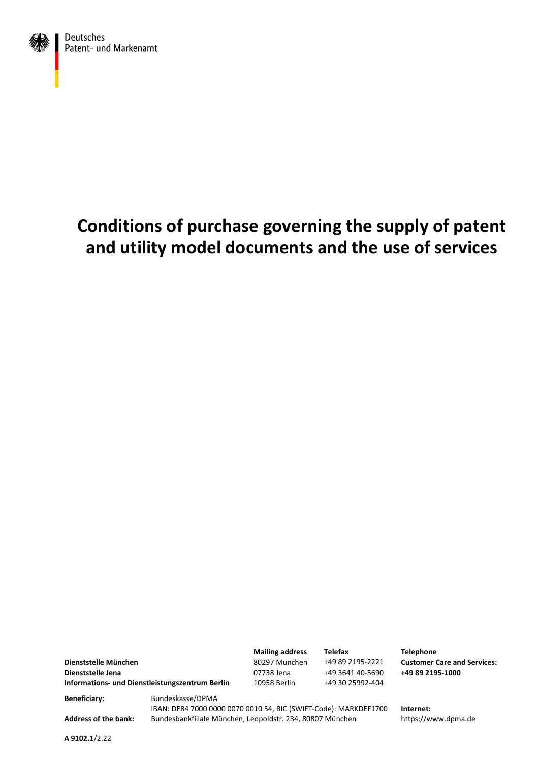Deutsches Patent- und Markenamt

# Conditions of purchase governing the supply of patent and utility model documents and the use of services

| | Mailing address | Telefax | Telephone |
|---|---|---|---|
| **Dienststelle München** | 80297 München | +49 89 2195-2221 | **Customer Care and Services:** |
| **Dienststelle Jena** | 07738 Jena | +49 3641 40-5690 | **+49 89 2195-1000** |
| **Informations- und Dienstleistungszentrum Berlin** | 10958 Berlin | +49 30 25992-404 | |

**Beneficiary:** Bundeskasse/DPMA
IBAN: DE84 7000 0000 0070 0010 54, BIC (SWIFT-Code): MARKDEF1700

**Address of the bank:** Bundesbankfiliale München, Leopoldstr. 234, 80807 München

**Internet:** https://www.dpma.de

**A 9102.1**/2.22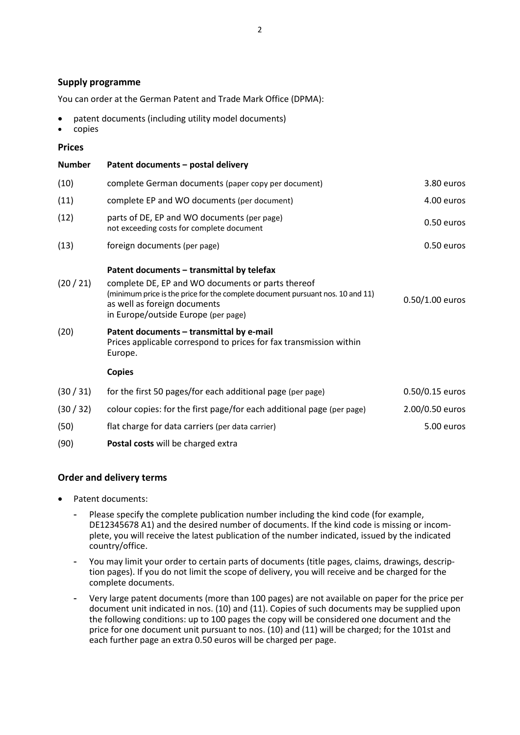## Supply programme

You can order at the German Patent and Trade Mark Office (DPMA):

- patent documents (including utility model documents)
- copies

## Prices

| Number | | |
|---|---|---|
| | **Patent documents – postal delivery** | |
| (10) | complete German documents (paper copy per document) | 3.80 euros |
| (11) | complete EP and WO documents (per document) | 4.00 euros |
| (12) | parts of DE, EP and WO documents (per page) not exceeding costs for complete document | 0.50 euros |
| (13) | foreign documents (per page) | 0.50 euros |
| | **Patent documents – transmittal by telefax** | |
| (20 / 21) | complete DE, EP and WO documents or parts thereof (minimum price is the price for the complete document pursuant nos. 10 and 11) as well as foreign documents in Europe/outside Europe (per page) | 0.50/1.00 euros |
| (20) | **Patent documents – transmittal by e-mail** Prices applicable correspond to prices for fax transmission within Europe. | |
| | **Copies** | |
| (30 / 31) | for the first 50 pages/for each additional page (per page) | 0.50/0.15 euros |
| (30 / 32) | colour copies: for the first page/for each additional page (per page) | 2.00/0.50 euros |
| (50) | flat charge for data carriers (per data carrier) | 5.00 euros |
| (90) | **Postal costs** will be charged extra | |

## Order and delivery terms

- Patent documents:
  - Please specify the complete publication number including the kind code (for example, DE12345678 A1) and the desired number of documents. If the kind code is missing or incomplete, you will receive the latest publication of the number indicated, issued by the indicated country/office.
  - You may limit your order to certain parts of documents (title pages, claims, drawings, description pages). If you do not limit the scope of delivery, you will receive and be charged for the complete documents.
  - Very large patent documents (more than 100 pages) are not available on paper for the price per document unit indicated in nos. (10) and (11). Copies of such documents may be supplied upon the following conditions: up to 100 pages the copy will be considered one document and the price for one document unit pursuant to nos. (10) and (11) will be charged; for the 101st and each further page an extra 0.50 euros will be charged per page.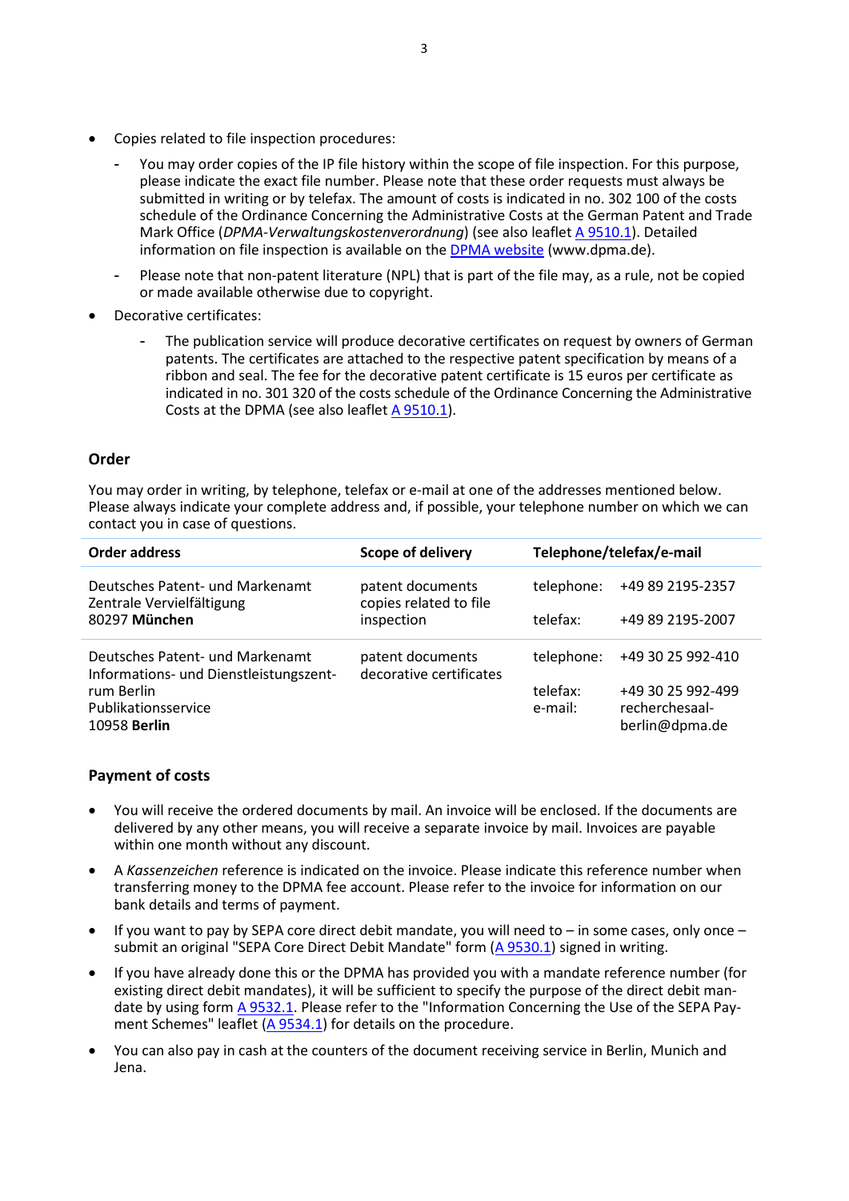- Copies related to file inspection procedures:
  - You may order copies of the IP file history within the scope of file inspection. For this purpose, please indicate the exact file number. Please note that these order requests must always be submitted in writing or by telefax. The amount of costs is indicated in no. 302 100 of the costs schedule of the Ordinance Concerning the Administrative Costs at the German Patent and Trade Mark Office (*DPMA-Verwaltungskostenverordnung*) (see also leaflet A 9510.1). Detailed information on file inspection is available on the DPMA website (www.dpma.de).
  - Please note that non-patent literature (NPL) that is part of the file may, as a rule, not be copied or made available otherwise due to copyright.
- Decorative certificates:
  - The publication service will produce decorative certificates on request by owners of German patents. The certificates are attached to the respective patent specification by means of a ribbon and seal. The fee for the decorative patent certificate is 15 euros per certificate as indicated in no. 301 320 of the costs schedule of the Ordinance Concerning the Administrative Costs at the DPMA (see also leaflet A 9510.1).

## Order

You may order in writing, by telephone, telefax or e-mail at one of the addresses mentioned below. Please always indicate your complete address and, if possible, your telephone number on which we can contact you in case of questions.

| Order address | Scope of delivery | Telephone/telefax/e-mail | |
|---|---|---|---|
| Deutsches Patent- und Markenamt<br>Zentrale Vervielfältigung<br>80297 **München** | patent documents<br>copies related to file inspection | telephone:<br><br>telefax: | +49 89 2195-2357<br><br>+49 89 2195-2007 |
| Deutsches Patent- und Markenamt<br>Informations- und Dienstleistungszentrum Berlin<br>Publikationsservice<br>10958 **Berlin** | patent documents<br>decorative certificates | telephone:<br><br>telefax:<br>e-mail: | +49 30 25 992-410<br><br>+49 30 25 992-499<br>recherchesaal-berlin@dpma.de |

## Payment of costs

- You will receive the ordered documents by mail. An invoice will be enclosed. If the documents are delivered by any other means, you will receive a separate invoice by mail. Invoices are payable within one month without any discount.
- A *Kassenzeichen* reference is indicated on the invoice. Please indicate this reference number when transferring money to the DPMA fee account. Please refer to the invoice for information on our bank details and terms of payment.
- If you want to pay by SEPA core direct debit mandate, you will need to – in some cases, only once – submit an original "SEPA Core Direct Debit Mandate" form (A 9530.1) signed in writing.
- If you have already done this or the DPMA has provided you with a mandate reference number (for existing direct debit mandates), it will be sufficient to specify the purpose of the direct debit mandate by using form A 9532.1. Please refer to the "Information Concerning the Use of the SEPA Payment Schemes" leaflet (A 9534.1) for details on the procedure.
- You can also pay in cash at the counters of the document receiving service in Berlin, Munich and Jena.